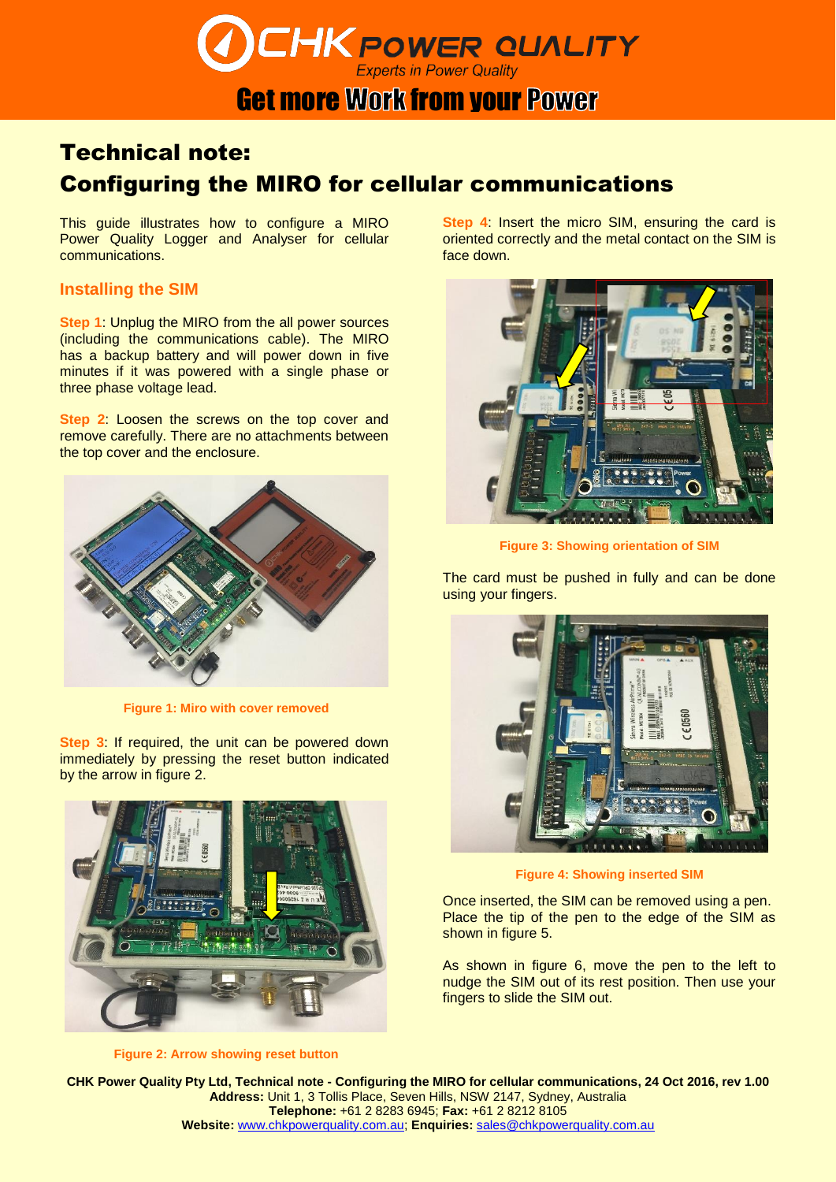# Technical note:
# Configuring the MIRO for cellular communications

This guide illustrates how to configure a MIRO Power Quality Logger and Analyser for cellular communications.

## Installing the SIM

**Step 1**: Unplug the MIRO from the all power sources (including the communications cable). The MIRO has a backup battery and will power down in five minutes if it was powered with a single phase or three phase voltage lead.

**Step 2**: Loosen the screws on the top cover and remove carefully. There are no attachments between the top cover and the enclosure.

Figure 1: Miro with cover removed

**Step 3**: If required, the unit can be powered down immediately by pressing the reset button indicated by the arrow in figure 2.

Figure 2: Arrow showing reset button

**Step 4**: Insert the micro SIM, ensuring the card is oriented correctly and the metal contact on the SIM is face down.

Figure 3: Showing orientation of SIM

The card must be pushed in fully and can be done using your fingers.

Figure 4: Showing inserted SIM

Once inserted, the SIM can be removed using a pen. Place the tip of the pen to the edge of the SIM as shown in figure 5.

As shown in figure 6, move the pen to the left to nudge the SIM out of its rest position. Then use your fingers to slide the SIM out.

**CHK Power Quality Pty Ltd, Technical note - Configuring the MIRO for cellular communications, 24 Oct 2016, rev 1.00**
**Address:** Unit 1, 3 Tollis Place, Seven Hills, NSW 2147, Sydney, Australia
**Telephone:** +61 2 8283 6945; **Fax:** +61 2 8212 8105
**Website:** www.chkpowerquality.com.au; **Enquiries:** sales@chkpowerquality.com.au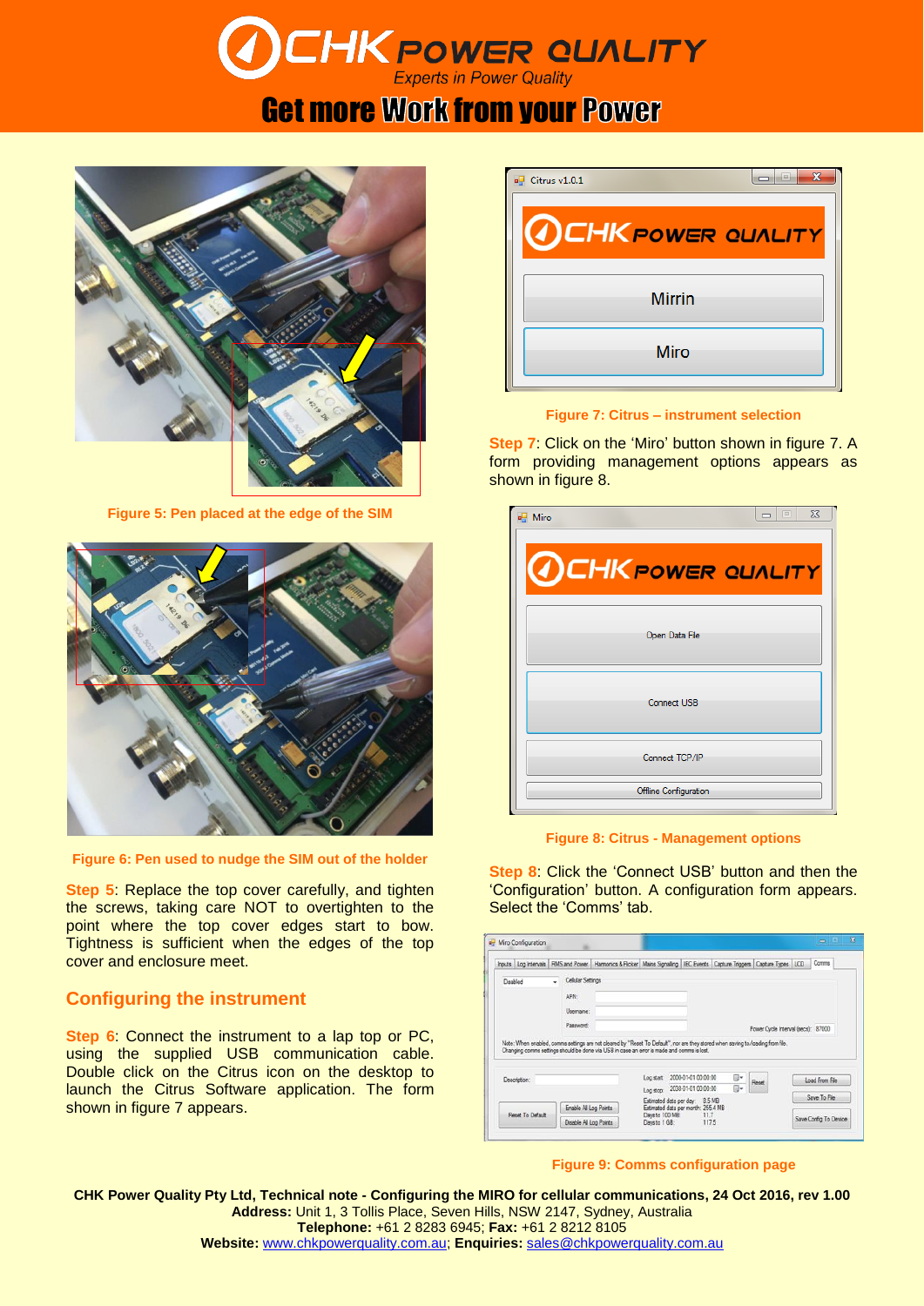Figure 5: Pen placed at the edge of the SIM

Figure 6: Pen used to nudge the SIM out of the holder

**Step 5**: Replace the top cover carefully, and tighten the screws, taking care NOT to overtighten to the point where the top cover edges start to bow. Tightness is sufficient when the edges of the top cover and enclosure meet.

## Configuring the instrument

**Step 6**: Connect the instrument to a lap top or PC, using the supplied USB communication cable. Double click on the Citrus icon on the desktop to launch the Citrus Software application. The form shown in figure 7 appears.

Figure 7: Citrus – instrument selection

**Step 7**: Click on the 'Miro' button shown in figure 7. A form providing management options appears as shown in figure 8.

Figure 8: Citrus - Management options

**Step 8**: Click the 'Connect USB' button and then the 'Configuration' button. A configuration form appears. Select the 'Comms' tab.

Figure 9: Comms configuration page

**CHK Power Quality Pty Ltd, Technical note - Configuring the MIRO for cellular communications, 24 Oct 2016, rev 1.00**
**Address:** Unit 1, 3 Tollis Place, Seven Hills, NSW 2147, Sydney, Australia
**Telephone:** +61 2 8283 6945; **Fax:** +61 2 8212 8105
**Website:** www.chkpowerquality.com.au; **Enquiries:** sales@chkpowerquality.com.au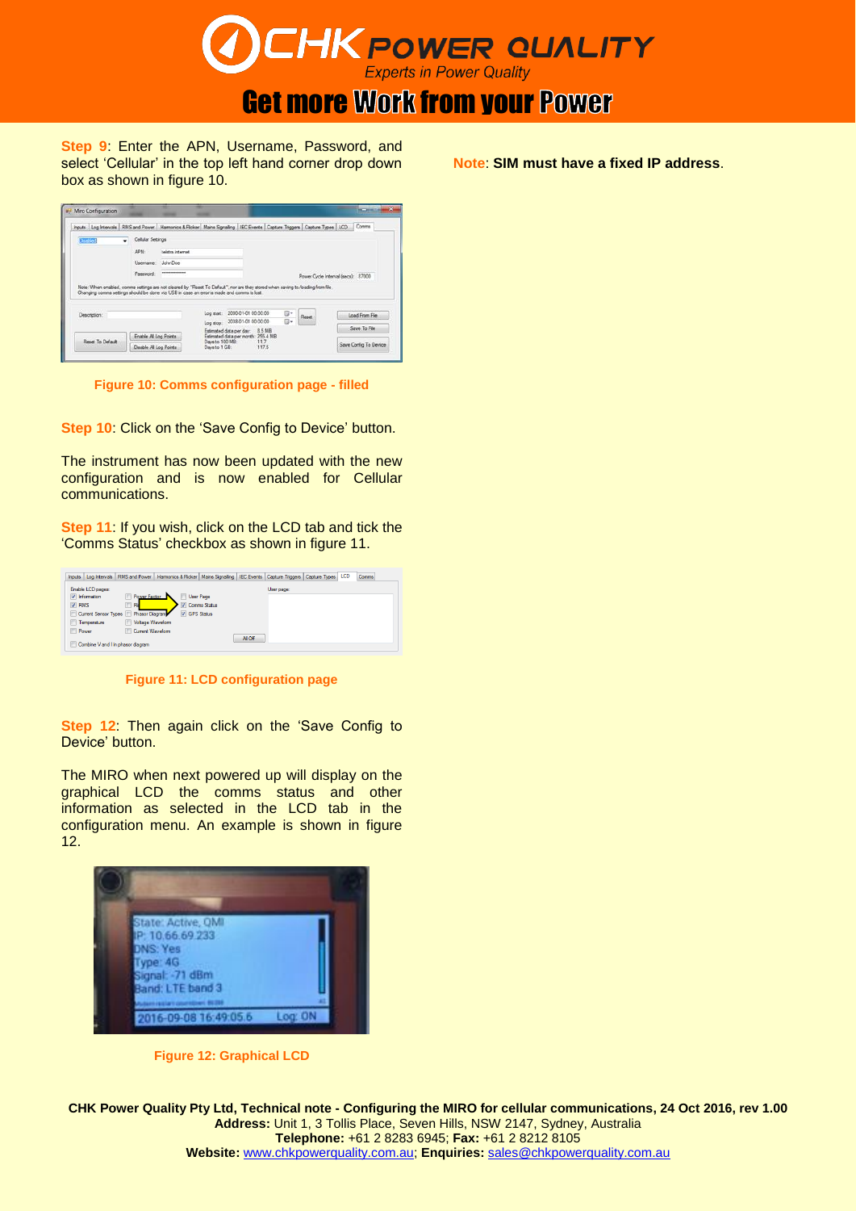**Step 9**: Enter the APN, Username, Password, and select 'Cellular' in the top left hand corner drop down box as shown in figure 10.

Figure 10: Comms configuration page - filled

**Step 10**: Click on the 'Save Config to Device' button.

The instrument has now been updated with the new configuration and is now enabled for Cellular communications.

**Step 11**: If you wish, click on the LCD tab and tick the 'Comms Status' checkbox as shown in figure 11.

Figure 11: LCD configuration page

**Step 12**: Then again click on the 'Save Config to Device' button.

The MIRO when next powered up will display on the graphical LCD the comms status and other information as selected in the LCD tab in the configuration menu. An example is shown in figure 12.

Figure 12: Graphical LCD

Note: **SIM must have a fixed IP address**.